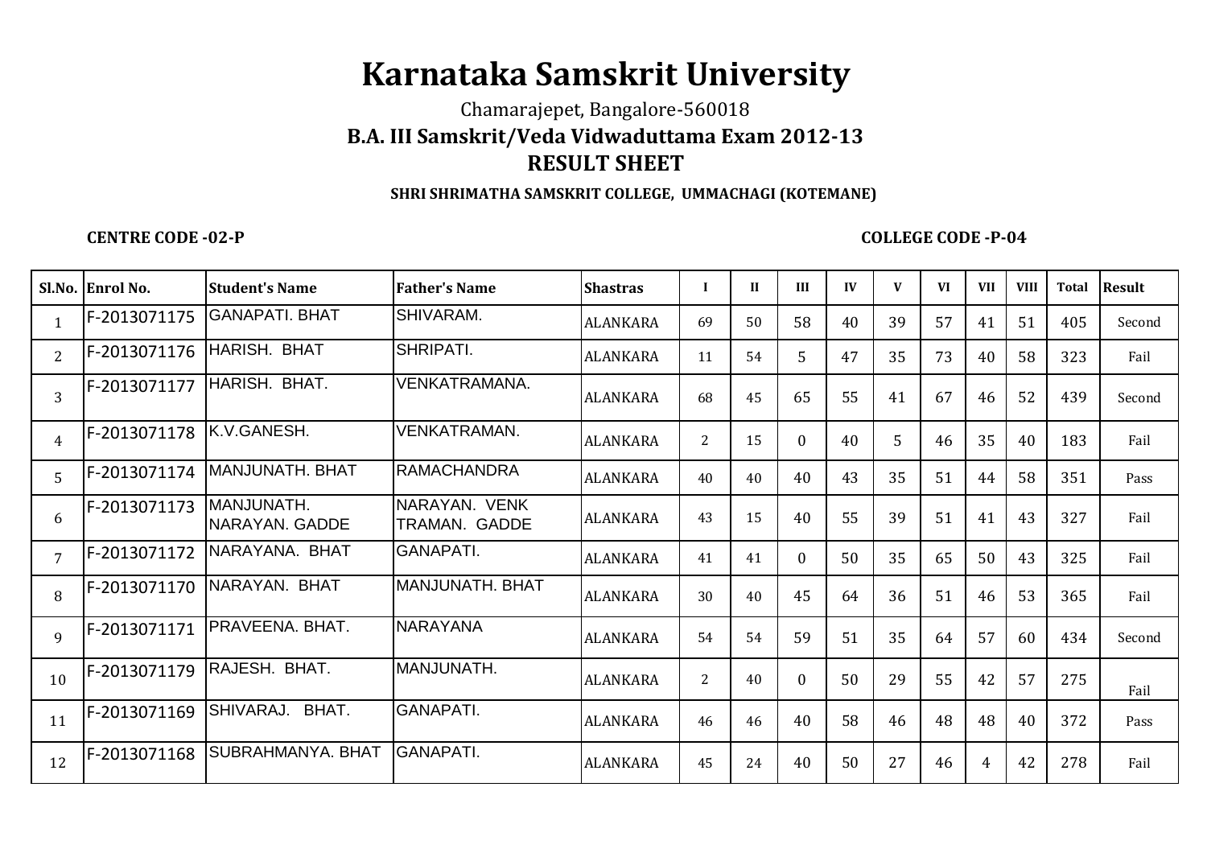# Karnataka Samskrit University

Chamarajepet, Bangalore-560018

## B.A. III Samskrit/Veda Vidwaduttama Exam 2012-13

## RESULT SHEET

**SHRI SHRIMATHA SAMSKRIT COLLEGE, UMMACHAGI (KOTEMANE)**

**CENTRE CODE -02-P** **COLLEGE CODE -P-04**

| Sl.No. | Enrol No. | Student's Name | Father's Name | Shastras | I | II | III | IV | V | VI | VII | VIII | Total | Result |
|---|---|---|---|---|---|---|---|---|---|---|---|---|---|---|
| 1 | F-2013071175 | GANAPATI. BHAT | SHIVARAM. | ALANKARA | 69 | 50 | 58 | 40 | 39 | 57 | 41 | 51 | 405 | Second |
| 2 | F-2013071176 | HARISH. BHAT | SHRIPATI. | ALANKARA | 11 | 54 | 5 | 47 | 35 | 73 | 40 | 58 | 323 | Fail |
| 3 | F-2013071177 | HARISH. BHAT. | VENKATRAMANA. | ALANKARA | 68 | 45 | 65 | 55 | 41 | 67 | 46 | 52 | 439 | Second |
| 4 | F-2013071178 | K.V.GANESH. | VENKATRAMAN. | ALANKARA | 2 | 15 | 0 | 40 | 5 | 46 | 35 | 40 | 183 | Fail |
| 5 | F-2013071174 | MANJUNATH. BHAT | RAMACHANDRA | ALANKARA | 40 | 40 | 40 | 43 | 35 | 51 | 44 | 58 | 351 | Pass |
| 6 | F-2013071173 | MANJUNATH. NARAYAN. GADDE | NARAYAN. VENK TRAMAN. GADDE | ALANKARA | 43 | 15 | 40 | 55 | 39 | 51 | 41 | 43 | 327 | Fail |
| 7 | F-2013071172 | NARAYANA. BHAT | GANAPATI. | ALANKARA | 41 | 41 | 0 | 50 | 35 | 65 | 50 | 43 | 325 | Fail |
| 8 | F-2013071170 | NARAYAN. BHAT | MANJUNATH. BHAT | ALANKARA | 30 | 40 | 45 | 64 | 36 | 51 | 46 | 53 | 365 | Fail |
| 9 | F-2013071171 | PRAVEENA. BHAT. | NARAYANA | ALANKARA | 54 | 54 | 59 | 51 | 35 | 64 | 57 | 60 | 434 | Second |
| 10 | F-2013071179 | RAJESH. BHAT. | MANJUNATH. | ALANKARA | 2 | 40 | 0 | 50 | 29 | 55 | 42 | 57 | 275 | Fail |
| 11 | F-2013071169 | SHIVARAJ. BHAT. | GANAPATI. | ALANKARA | 46 | 46 | 40 | 58 | 46 | 48 | 48 | 40 | 372 | Pass |
| 12 | F-2013071168 | SUBRAHMANYA. BHAT | GANAPATI. | ALANKARA | 45 | 24 | 40 | 50 | 27 | 46 | 4 | 42 | 278 | Fail |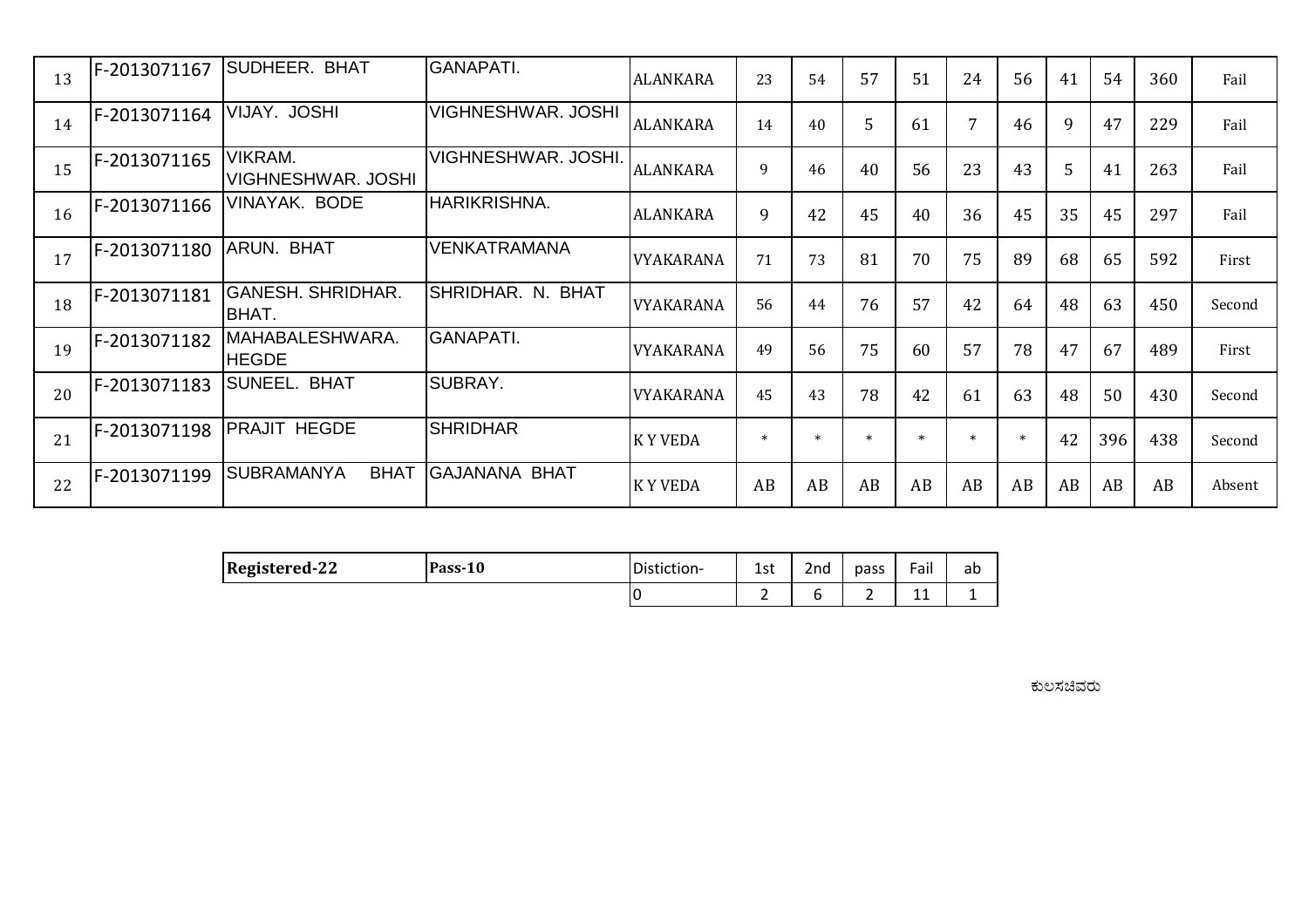| | | | | | | | | | | | | | | |
|---|---|---|---|---|---|---|---|---|---|---|---|---|---|---|
| 13 | F-2013071167 | SUDHEER. BHAT | GANAPATI. | ALANKARA | 23 | 54 | 57 | 51 | 24 | 56 | 41 | 54 | 360 | Fail |
| 14 | F-2013071164 | VIJAY. JOSHI | VIGHNESHWAR. JOSHI | ALANKARA | 14 | 40 | 5 | 61 | 7 | 46 | 9 | 47 | 229 | Fail |
| 15 | F-2013071165 | VIKRAM. VIGHNESHWAR. JOSHI | VIGHNESHWAR. JOSHI. | ALANKARA | 9 | 46 | 40 | 56 | 23 | 43 | 5 | 41 | 263 | Fail |
| 16 | F-2013071166 | VINAYAK. BODE | HARIKRISHNA. | ALANKARA | 9 | 42 | 45 | 40 | 36 | 45 | 35 | 45 | 297 | Fail |
| 17 | F-2013071180 | ARUN. BHAT | VENKATRAMANA | VYAKARANA | 71 | 73 | 81 | 70 | 75 | 89 | 68 | 65 | 592 | First |
| 18 | F-2013071181 | GANESH. SHRIDHAR. BHAT. | SHRIDHAR. N. BHAT | VYAKARANA | 56 | 44 | 76 | 57 | 42 | 64 | 48 | 63 | 450 | Second |
| 19 | F-2013071182 | MAHABALESHWARA. HEGDE | GANAPATI. | VYAKARANA | 49 | 56 | 75 | 60 | 57 | 78 | 47 | 67 | 489 | First |
| 20 | F-2013071183 | SUNEEL. BHAT | SUBRAY. | VYAKARANA | 45 | 43 | 78 | 42 | 61 | 63 | 48 | 50 | 430 | Second |
| 21 | F-2013071198 | PRAJIT HEGDE | SHRIDHAR | K Y VEDA | * | * | * | * | * | * | 42 | 396 | 438 | Second |
| 22 | F-2013071199 | SUBRAMANYA BHAT | GAJANANA BHAT | K Y VEDA | AB | AB | AB | AB | AB | AB | AB | AB | AB | Absent |

| **Registered-22** | **Pass-10** | Distiction- | 1st | 2nd | pass | Fail | ab |
|---|---|---|---|---|---|---|---|
| | | 0 | 2 | 6 | 2 | 11 | 1 |

ಕುಲಸಚಿವರು